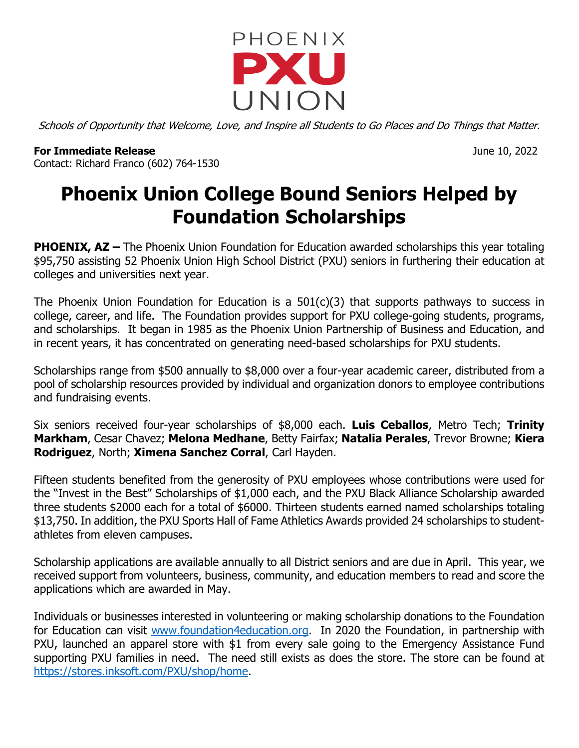PHOENIX
**PXU**
UNION

*Schools of Opportunity that Welcome, Love, and Inspire all Students to Go Places and Do Things that Matter.*

**For Immediate Release** June 10, 2022
Contact: Richard Franco (602) 764-1530

# Phoenix Union College Bound Seniors Helped by Foundation Scholarships

**PHOENIX, AZ –** The Phoenix Union Foundation for Education awarded scholarships this year totaling $95,750 assisting 52 Phoenix Union High School District (PXU) seniors in furthering their education at colleges and universities next year.

The Phoenix Union Foundation for Education is a 501(c)(3) that supports pathways to success in college, career, and life. The Foundation provides support for PXU college-going students, programs, and scholarships. It began in 1985 as the Phoenix Union Partnership of Business and Education, and in recent years, it has concentrated on generating need-based scholarships for PXU students.

Scholarships range from $500 annually to $8,000 over a four-year academic career, distributed from a pool of scholarship resources provided by individual and organization donors to employee contributions and fundraising events.

Six seniors received four-year scholarships of $8,000 each. **Luis Ceballos**, Metro Tech; **Trinity Markham**, Cesar Chavez; **Melona Medhane**, Betty Fairfax; **Natalia Perales**, Trevor Browne; **Kiera Rodriguez**, North; **Ximena Sanchez Corral**, Carl Hayden.

Fifteen students benefited from the generosity of PXU employees whose contributions were used for the "Invest in the Best" Scholarships of $1,000 each, and the PXU Black Alliance Scholarship awarded three students $2000 each for a total of $6000. Thirteen students earned named scholarships totaling $13,750. In addition, the PXU Sports Hall of Fame Athletics Awards provided 24 scholarships to student-athletes from eleven campuses.

Scholarship applications are available annually to all District seniors and are due in April. This year, we received support from volunteers, business, community, and education members to read and score the applications which are awarded in May.

Individuals or businesses interested in volunteering or making scholarship donations to the Foundation for Education can visit www.foundation4education.org. In 2020 the Foundation, in partnership with PXU, launched an apparel store with $1 from every sale going to the Emergency Assistance Fund supporting PXU families in need. The need still exists as does the store. The store can be found at https://stores.inksoft.com/PXU/shop/home.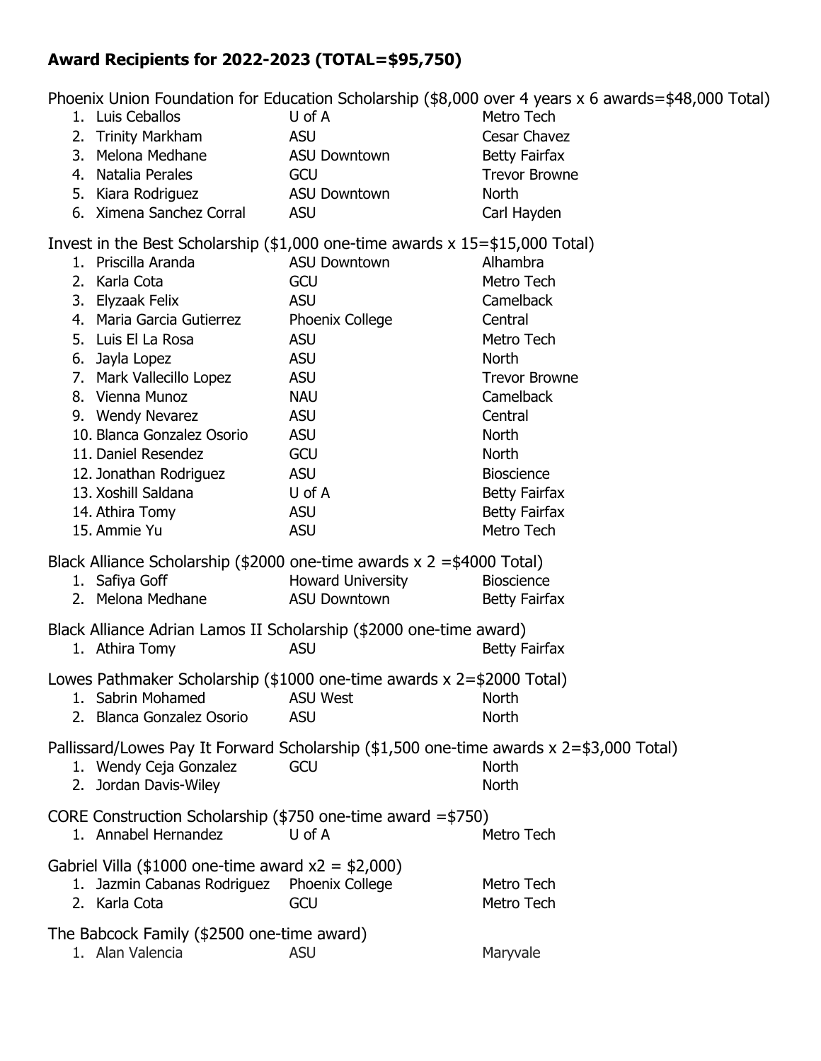**Award Recipients for 2022-2023 (TOTAL=$95,750)**

Phoenix Union Foundation for Education Scholarship ($8,000 over 4 years x 6 awards=$48,000 Total)

| # | Name | College | High School |
|---|---|---|---|
| 1. | Luis Ceballos | U of A | Metro Tech |
| 2. | Trinity Markham | ASU | Cesar Chavez |
| 3. | Melona Medhane | ASU Downtown | Betty Fairfax |
| 4. | Natalia Perales | GCU | Trevor Browne |
| 5. | Kiara Rodriguez | ASU Downtown | North |
| 6. | Ximena Sanchez Corral | ASU | Carl Hayden |

Invest in the Best Scholarship ($1,000 one-time awards x 15=$15,000 Total)

| # | Name | College | High School |
|---|---|---|---|
| 1. | Priscilla Aranda | ASU Downtown | Alhambra |
| 2. | Karla Cota | GCU | Metro Tech |
| 3. | Elyzaak Felix | ASU | Camelback |
| 4. | Maria Garcia Gutierrez | Phoenix College | Central |
| 5. | Luis El La Rosa | ASU | Metro Tech |
| 6. | Jayla Lopez | ASU | North |
| 7. | Mark Vallecillo Lopez | ASU | Trevor Browne |
| 8. | Vienna Munoz | NAU | Camelback |
| 9. | Wendy Nevarez | ASU | Central |
| 10. | Blanca Gonzalez Osorio | ASU | North |
| 11. | Daniel Resendez | GCU | North |
| 12. | Jonathan Rodriguez | ASU | Bioscience |
| 13. | Xoshill Saldana | U of A | Betty Fairfax |
| 14. | Athira Tomy | ASU | Betty Fairfax |
| 15. | Ammie Yu | ASU | Metro Tech |

Black Alliance Scholarship ($2000 one-time awards x 2 =$4000 Total)

| # | Name | College | High School |
|---|---|---|---|
| 1. | Safiya Goff | Howard University | Bioscience |
| 2. | Melona Medhane | ASU Downtown | Betty Fairfax |

Black Alliance Adrian Lamos II Scholarship ($2000 one-time award)

| # | Name | College | High School |
|---|---|---|---|
| 1. | Athira Tomy | ASU | Betty Fairfax |

Lowes Pathmaker Scholarship ($1000 one-time awards x 2=$2000 Total)

| # | Name | College | High School |
|---|---|---|---|
| 1. | Sabrin Mohamed | ASU West | North |
| 2. | Blanca Gonzalez Osorio | ASU | North |

Pallissard/Lowes Pay It Forward Scholarship ($1,500 one-time awards x 2=$3,000 Total)

| # | Name | College | High School |
|---|---|---|---|
| 1. | Wendy Ceja Gonzalez | GCU | North |
| 2. | Jordan Davis-Wiley | | North |

CORE Construction Scholarship ($750 one-time award =$750)

| # | Name | College | High School |
|---|---|---|---|
| 1. | Annabel Hernandez | U of A | Metro Tech |

Gabriel Villa ($1000 one-time award x2 = $2,000)

| # | Name | College | High School |
|---|---|---|---|
| 1. | Jazmin Cabanas Rodriguez | Phoenix College | Metro Tech |
| 2. | Karla Cota | GCU | Metro Tech |

The Babcock Family ($2500 one-time award)

| # | Name | College | High School |
|---|---|---|---|
| 1. | Alan Valencia | ASU | Maryvale |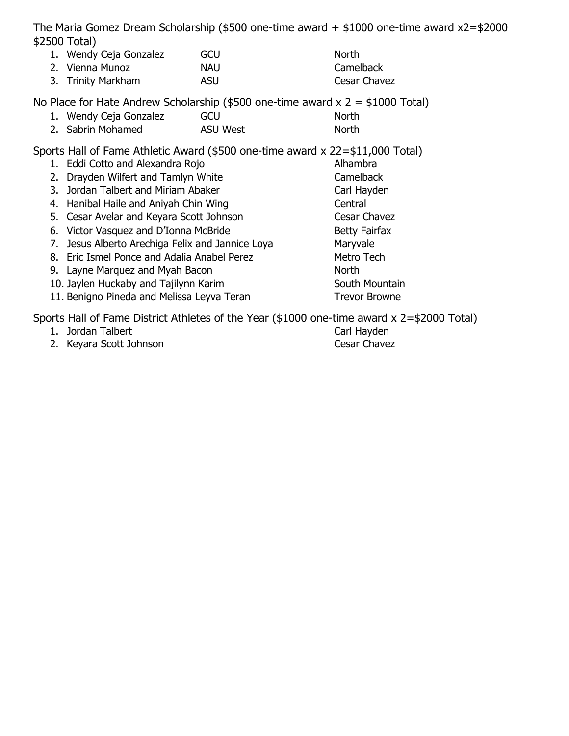The Maria Gomez Dream Scholarship ($500 one-time award + $1000 one-time award x2=$2000 $2500 Total)

| | | | |
|---|---|---|---|
| 1. | Wendy Ceja Gonzalez | GCU | North |
| 2. | Vienna Munoz | NAU | Camelback |
| 3. | Trinity Markham | ASU | Cesar Chavez |

No Place for Hate Andrew Scholarship ($500 one-time award x 2 = $1000 Total)

| | | | |
|---|---|---|---|
| 1. | Wendy Ceja Gonzalez | GCU | North |
| 2. | Sabrin Mohamed | ASU West | North |

Sports Hall of Fame Athletic Award ($500 one-time award x 22=$11,000 Total)

| | | |
|---|---|---|
| 1. | Eddi Cotto and Alexandra Rojo | Alhambra |
| 2. | Drayden Wilfert and Tamlyn White | Camelback |
| 3. | Jordan Talbert and Miriam Abaker | Carl Hayden |
| 4. | Hanibal Haile and Aniyah Chin Wing | Central |
| 5. | Cesar Avelar and Keyara Scott Johnson | Cesar Chavez |
| 6. | Victor Vasquez and D'Ionna McBride | Betty Fairfax |
| 7. | Jesus Alberto Arechiga Felix and Jannice Loya | Maryvale |
| 8. | Eric Ismel Ponce and Adalia Anabel Perez | Metro Tech |
| 9. | Layne Marquez and Myah Bacon | North |
| 10. | Jaylen Huckaby and Tajilynn Karim | South Mountain |
| 11. | Benigno Pineda and Melissa Leyva Teran | Trevor Browne |

Sports Hall of Fame District Athletes of the Year ($1000 one-time award x 2=$2000 Total)

| | | |
|---|---|---|
| 1. | Jordan Talbert | Carl Hayden |
| 2. | Keyara Scott Johnson | Cesar Chavez |